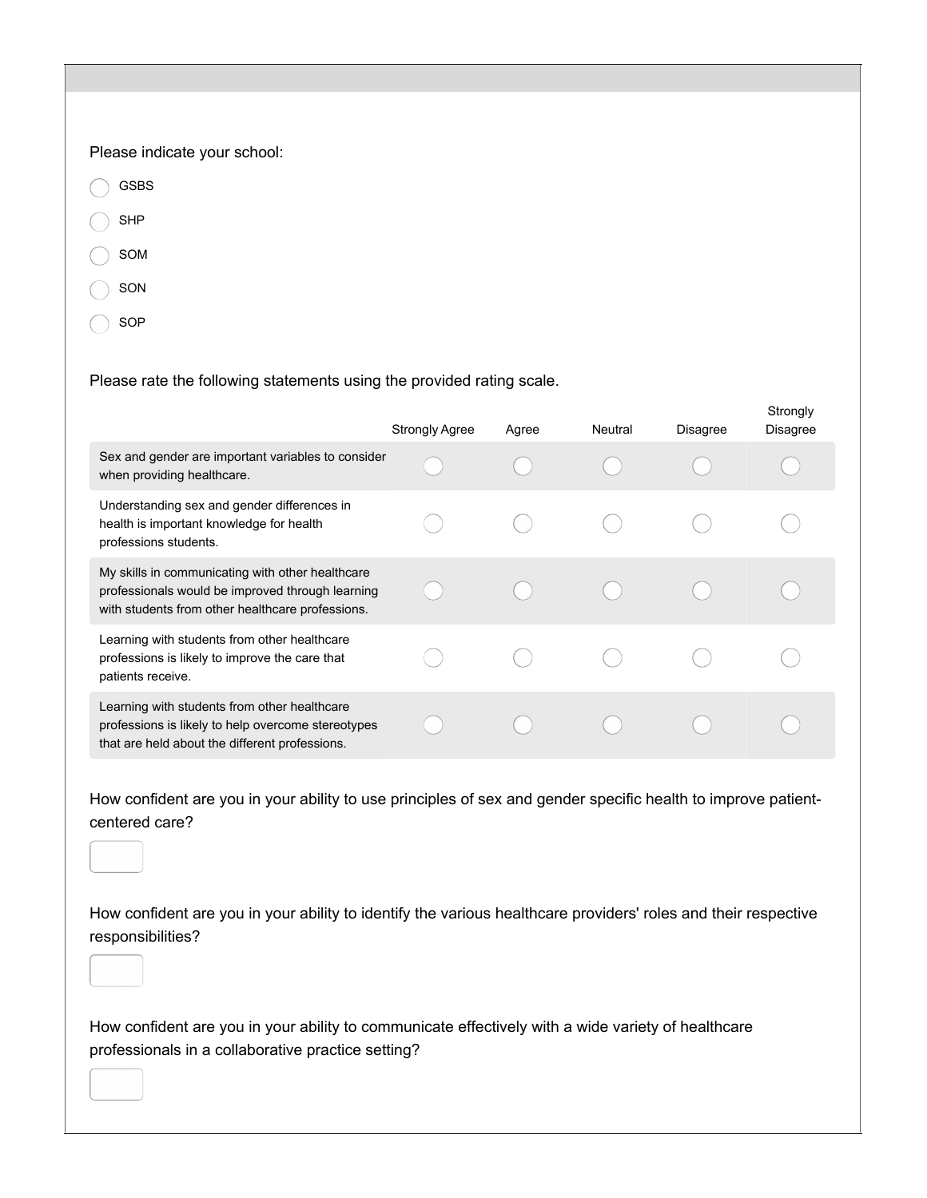Please indicate your school:

- ◯ GSBS
- ◯ SHP
- ◯ SOM
- ◯ SON
- ◯ SOP

Please rate the following statements using the provided rating scale.

| | Strongly Agree | Agree | Neutral | Disagree | Strongly Disagree |
|---|---|---|---|---|---|
| Sex and gender are important variables to consider when providing healthcare. | ◯ | ◯ | ◯ | ◯ | ◯ |
| Understanding sex and gender differences in health is important knowledge for health professions students. | ◯ | ◯ | ◯ | ◯ | ◯ |
| My skills in communicating with other healthcare professionals would be improved through learning with students from other healthcare professions. | ◯ | ◯ | ◯ | ◯ | ◯ |
| Learning with students from other healthcare professions is likely to improve the care that patients receive. | ◯ | ◯ | ◯ | ◯ | ◯ |
| Learning with students from other healthcare professions is likely to help overcome stereotypes that are held about the different professions. | ◯ | ◯ | ◯ | ◯ | ◯ |

How confident are you in your ability to use principles of sex and gender specific health to improve patient-centered care?

[ ]

How confident are you in your ability to identify the various healthcare providers' roles and their respective responsibilities?

[ ]

How confident are you in your ability to communicate effectively with a wide variety of healthcare professionals in a collaborative practice setting?

[ ]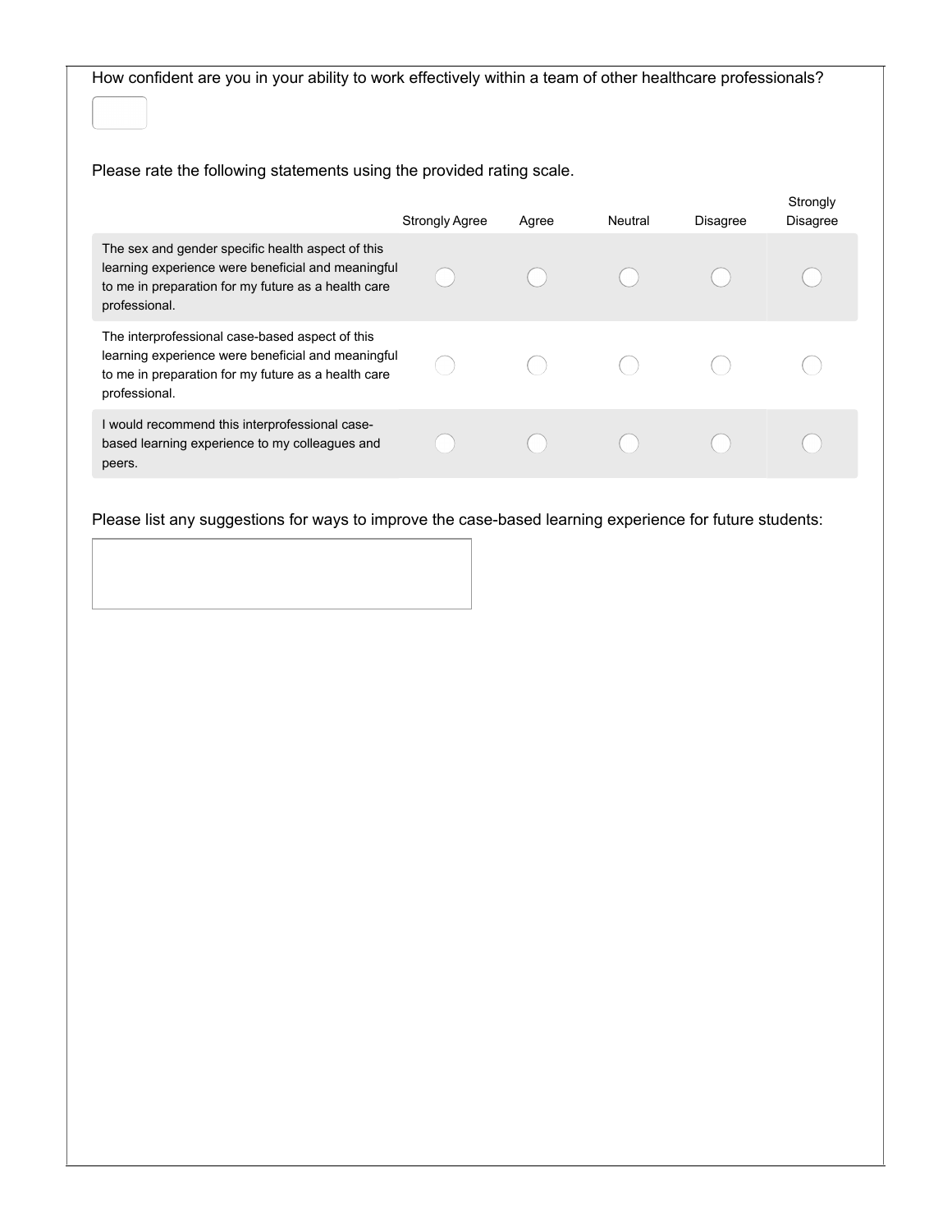How confident are you in your ability to work effectively within a team of other healthcare professionals?

Please rate the following statements using the provided rating scale.

| | Strongly Agree | Agree | Neutral | Disagree | Strongly Disagree |
|---|---|---|---|---|---|
| The sex and gender specific health aspect of this learning experience were beneficial and meaningful to me in preparation for my future as a health care professional. | ○ | ○ | ○ | ○ | ○ |
| The interprofessional case-based aspect of this learning experience were beneficial and meaningful to me in preparation for my future as a health care professional. | ○ | ○ | ○ | ○ | ○ |
| I would recommend this interprofessional case-based learning experience to my colleagues and peers. | ○ | ○ | ○ | ○ | ○ |

Please list any suggestions for ways to improve the case-based learning experience for future students: